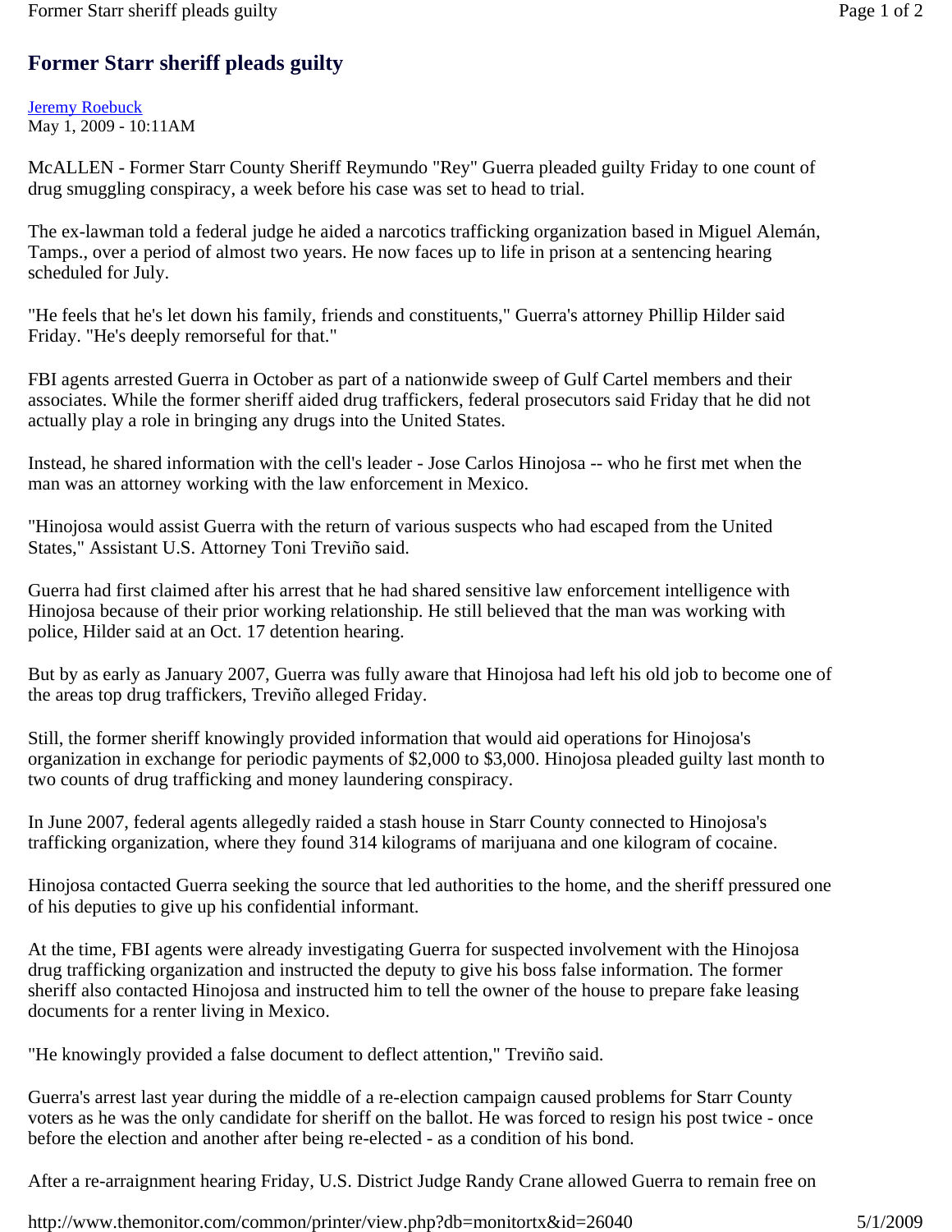# Former Starr sheriff pleads guilty

Jeremy Roebuck
May 1, 2009 - 10:11AM

McALLEN - Former Starr County Sheriff Reymundo "Rey" Guerra pleaded guilty Friday to one count of drug smuggling conspiracy, a week before his case was set to head to trial.

The ex-lawman told a federal judge he aided a narcotics trafficking organization based in Miguel Alemán, Tamps., over a period of almost two years. He now faces up to life in prison at a sentencing hearing scheduled for July.

"He feels that he's let down his family, friends and constituents," Guerra's attorney Phillip Hilder said Friday. "He's deeply remorseful for that."

FBI agents arrested Guerra in October as part of a nationwide sweep of Gulf Cartel members and their associates. While the former sheriff aided drug traffickers, federal prosecutors said Friday that he did not actually play a role in bringing any drugs into the United States.

Instead, he shared information with the cell's leader - Jose Carlos Hinojosa -- who he first met when the man was an attorney working with the law enforcement in Mexico.

"Hinojosa would assist Guerra with the return of various suspects who had escaped from the United States," Assistant U.S. Attorney Toni Treviño said.

Guerra had first claimed after his arrest that he had shared sensitive law enforcement intelligence with Hinojosa because of their prior working relationship. He still believed that the man was working with police, Hilder said at an Oct. 17 detention hearing.

But by as early as January 2007, Guerra was fully aware that Hinojosa had left his old job to become one of the areas top drug traffickers, Treviño alleged Friday.

Still, the former sheriff knowingly provided information that would aid operations for Hinojosa's organization in exchange for periodic payments of $2,000 to $3,000. Hinojosa pleaded guilty last month to two counts of drug trafficking and money laundering conspiracy.

In June 2007, federal agents allegedly raided a stash house in Starr County connected to Hinojosa's trafficking organization, where they found 314 kilograms of marijuana and one kilogram of cocaine.

Hinojosa contacted Guerra seeking the source that led authorities to the home, and the sheriff pressured one of his deputies to give up his confidential informant.

At the time, FBI agents were already investigating Guerra for suspected involvement with the Hinojosa drug trafficking organization and instructed the deputy to give his boss false information. The former sheriff also contacted Hinojosa and instructed him to tell the owner of the house to prepare fake leasing documents for a renter living in Mexico.

"He knowingly provided a false document to deflect attention," Treviño said.

Guerra's arrest last year during the middle of a re-election campaign caused problems for Starr County voters as he was the only candidate for sheriff on the ballot. He was forced to resign his post twice - once before the election and another after being re-elected - as a condition of his bond.

After a re-arraignment hearing Friday, U.S. District Judge Randy Crane allowed Guerra to remain free on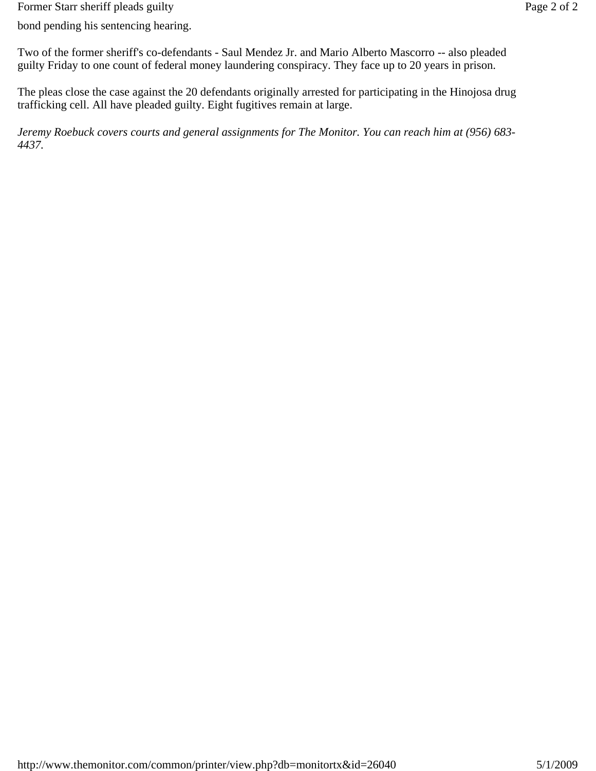bond pending his sentencing hearing.

Two of the former sheriff's co-defendants - Saul Mendez Jr. and Mario Alberto Mascorro -- also pleaded guilty Friday to one count of federal money laundering conspiracy. They face up to 20 years in prison.

The pleas close the case against the 20 defendants originally arrested for participating in the Hinojosa drug trafficking cell. All have pleaded guilty. Eight fugitives remain at large.

*Jeremy Roebuck covers courts and general assignments for The Monitor. You can reach him at (956) 683-4437.*